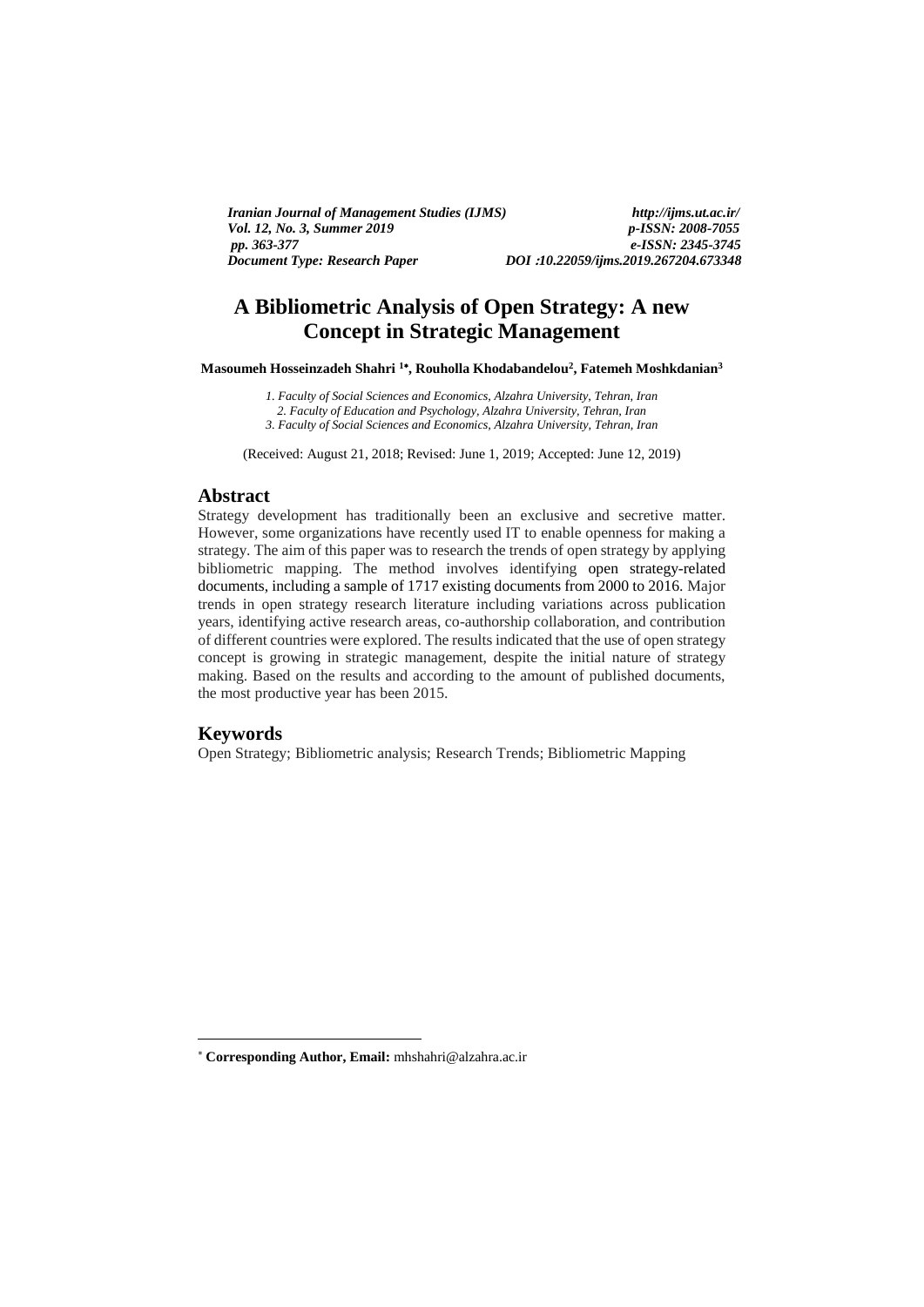# A Bibliometric Analysis of Open Strategy: A new Concept in Strategic Management

**Masoumeh Hosseinzadeh Shahri [1*], Rouholla Khodabandelou[2], Fatemeh Moshkdanian[3]**

*1. Faculty of Social Sciences and Economics, Alzahra University, Tehran, Iran*
*2. Faculty of Education and Psychology, Alzahra University, Tehran, Iran*
*3. Faculty of Social Sciences and Economics, Alzahra University, Tehran, Iran*

(Received: August 21, 2018; Revised: June 1, 2019; Accepted: June 12, 2019)

## Abstract

Strategy development has traditionally been an exclusive and secretive matter. However, some organizations have recently used IT to enable openness for making a strategy. The aim of this paper was to research the trends of open strategy by applying bibliometric mapping. The method involves identifying open strategy-related documents, including a sample of 1717 existing documents from 2000 to 2016. Major trends in open strategy research literature including variations across publication years, identifying active research areas, co-authorship collaboration, and contribution of different countries were explored. The results indicated that the use of open strategy concept is growing in strategic management, despite the initial nature of strategy making. Based on the results and according to the amount of published documents, the most productive year has been 2015.

## Keywords

Open Strategy; Bibliometric analysis; Research Trends; Bibliometric Mapping

---

[*] **Corresponding Author, Email:** mhshahri@alzahra.ac.ir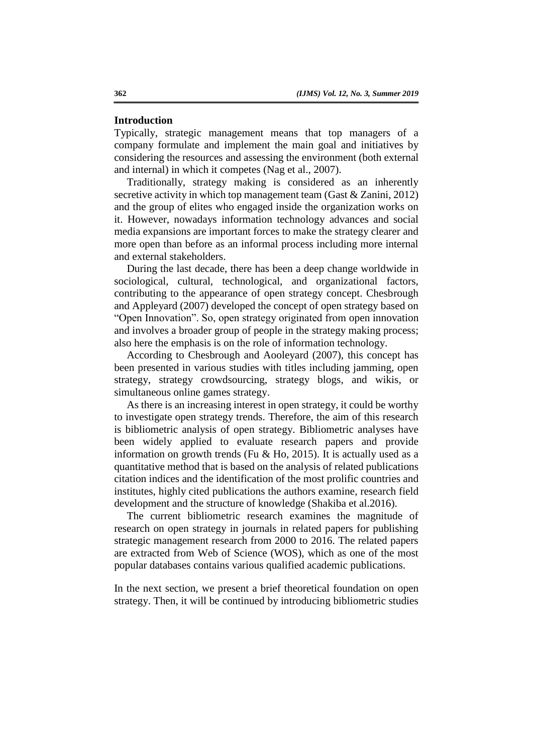## Introduction

Typically, strategic management means that top managers of a company formulate and implement the main goal and initiatives by considering the resources and assessing the environment (both external and internal) in which it competes (Nag et al., 2007).

Traditionally, strategy making is considered as an inherently secretive activity in which top management team (Gast & Zanini, 2012) and the group of elites who engaged inside the organization works on it. However, nowadays information technology advances and social media expansions are important forces to make the strategy clearer and more open than before as an informal process including more internal and external stakeholders.

During the last decade, there has been a deep change worldwide in sociological, cultural, technological, and organizational factors, contributing to the appearance of open strategy concept. Chesbrough and Appleyard (2007) developed the concept of open strategy based on "Open Innovation". So, open strategy originated from open innovation and involves a broader group of people in the strategy making process; also here the emphasis is on the role of information technology.

According to Chesbrough and Aooleyard (2007), this concept has been presented in various studies with titles including jamming, open strategy, strategy crowdsourcing, strategy blogs, and wikis, or simultaneous online games strategy.

As there is an increasing interest in open strategy, it could be worthy to investigate open strategy trends. Therefore, the aim of this research is bibliometric analysis of open strategy. Bibliometric analyses have been widely applied to evaluate research papers and provide information on growth trends (Fu & Ho, 2015). It is actually used as a quantitative method that is based on the analysis of related publications citation indices and the identification of the most prolific countries and institutes, highly cited publications the authors examine, research field development and the structure of knowledge (Shakiba et al.2016).

The current bibliometric research examines the magnitude of research on open strategy in journals in related papers for publishing strategic management research from 2000 to 2016. The related papers are extracted from Web of Science (WOS), which as one of the most popular databases contains various qualified academic publications.

In the next section, we present a brief theoretical foundation on open strategy. Then, it will be continued by introducing bibliometric studies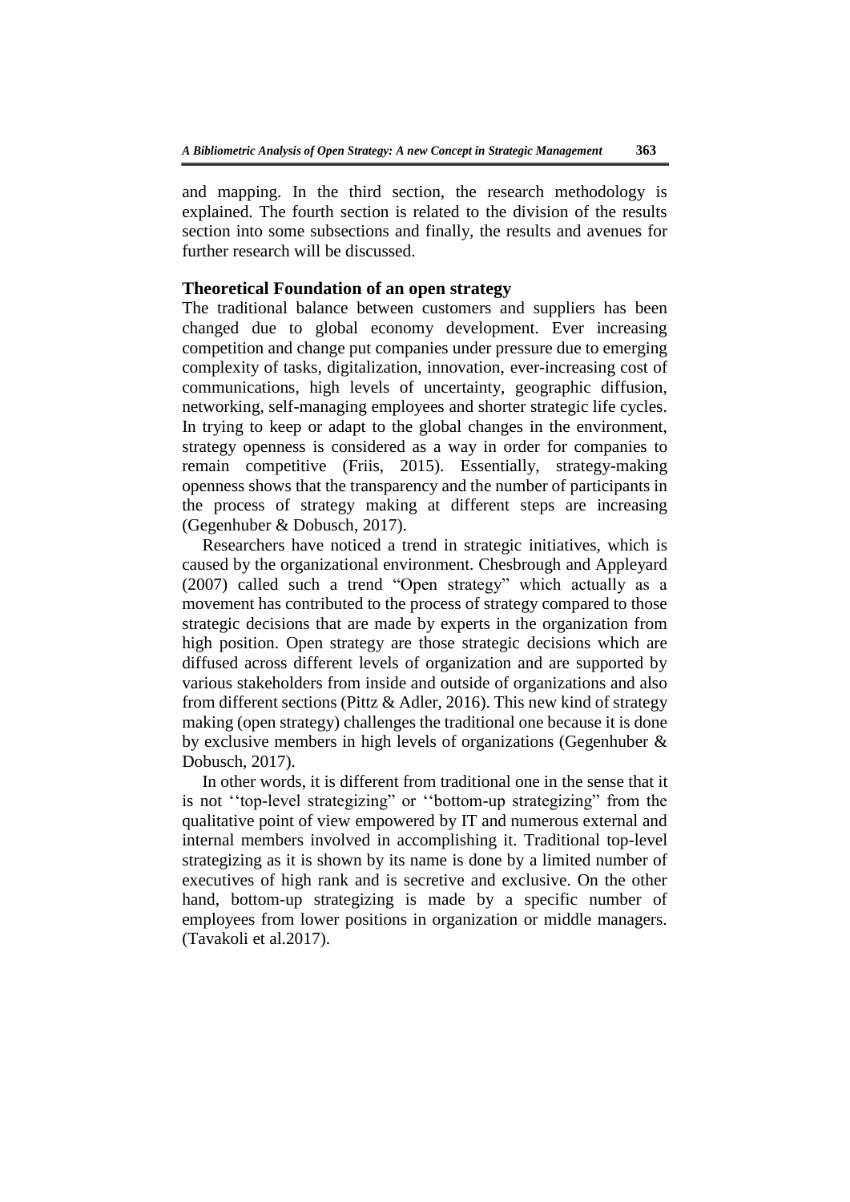and mapping. In the third section, the research methodology is explained. The fourth section is related to the division of the results section into some subsections and finally, the results and avenues for further research will be discussed.

## Theoretical Foundation of an open strategy

The traditional balance between customers and suppliers has been changed due to global economy development. Ever increasing competition and change put companies under pressure due to emerging complexity of tasks, digitalization, innovation, ever-increasing cost of communications, high levels of uncertainty, geographic diffusion, networking, self-managing employees and shorter strategic life cycles. In trying to keep or adapt to the global changes in the environment, strategy openness is considered as a way in order for companies to remain competitive (Friis, 2015). Essentially, strategy-making openness shows that the transparency and the number of participants in the process of strategy making at different steps are increasing (Gegenhuber & Dobusch, 2017).

Researchers have noticed a trend in strategic initiatives, which is caused by the organizational environment. Chesbrough and Appleyard (2007) called such a trend "Open strategy" which actually as a movement has contributed to the process of strategy compared to those strategic decisions that are made by experts in the organization from high position. Open strategy are those strategic decisions which are diffused across different levels of organization and are supported by various stakeholders from inside and outside of organizations and also from different sections (Pittz & Adler, 2016). This new kind of strategy making (open strategy) challenges the traditional one because it is done by exclusive members in high levels of organizations (Gegenhuber & Dobusch, 2017).

In other words, it is different from traditional one in the sense that it is not ''top-level strategizing" or ''bottom-up strategizing" from the qualitative point of view empowered by IT and numerous external and internal members involved in accomplishing it. Traditional top-level strategizing as it is shown by its name is done by a limited number of executives of high rank and is secretive and exclusive. On the other hand, bottom-up strategizing is made by a specific number of employees from lower positions in organization or middle managers. (Tavakoli et al.2017).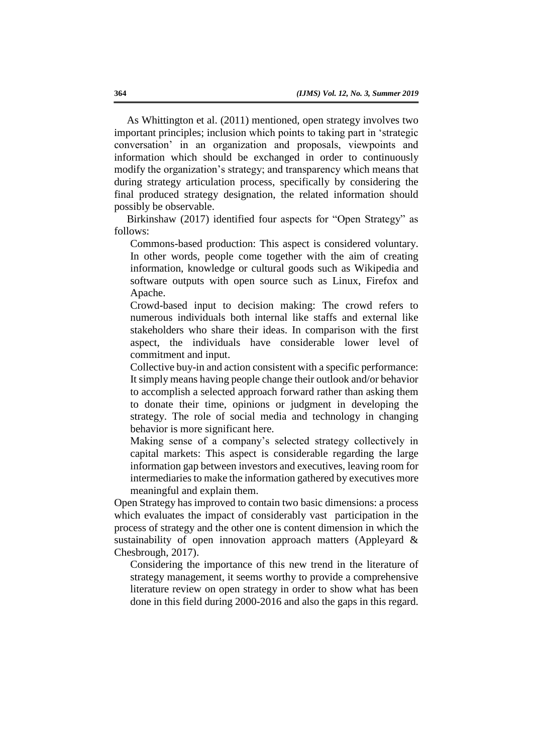As Whittington et al. (2011) mentioned, open strategy involves two important principles; inclusion which points to taking part in 'strategic conversation' in an organization and proposals, viewpoints and information which should be exchanged in order to continuously modify the organization's strategy; and transparency which means that during strategy articulation process, specifically by considering the final produced strategy designation, the related information should possibly be observable.

Birkinshaw (2017) identified four aspects for "Open Strategy" as follows:

Commons-based production: This aspect is considered voluntary. In other words, people come together with the aim of creating information, knowledge or cultural goods such as Wikipedia and software outputs with open source such as Linux, Firefox and Apache.

Crowd-based input to decision making: The crowd refers to numerous individuals both internal like staffs and external like stakeholders who share their ideas. In comparison with the first aspect, the individuals have considerable lower level of commitment and input.

Collective buy-in and action consistent with a specific performance: It simply means having people change their outlook and/or behavior to accomplish a selected approach forward rather than asking them to donate their time, opinions or judgment in developing the strategy. The role of social media and technology in changing behavior is more significant here.

Making sense of a company's selected strategy collectively in capital markets: This aspect is considerable regarding the large information gap between investors and executives, leaving room for intermediaries to make the information gathered by executives more meaningful and explain them.

Open Strategy has improved to contain two basic dimensions: a process which evaluates the impact of considerably vast participation in the process of strategy and the other one is content dimension in which the sustainability of open innovation approach matters (Appleyard & Chesbrough, 2017).

Considering the importance of this new trend in the literature of strategy management, it seems worthy to provide a comprehensive literature review on open strategy in order to show what has been done in this field during 2000-2016 and also the gaps in this regard.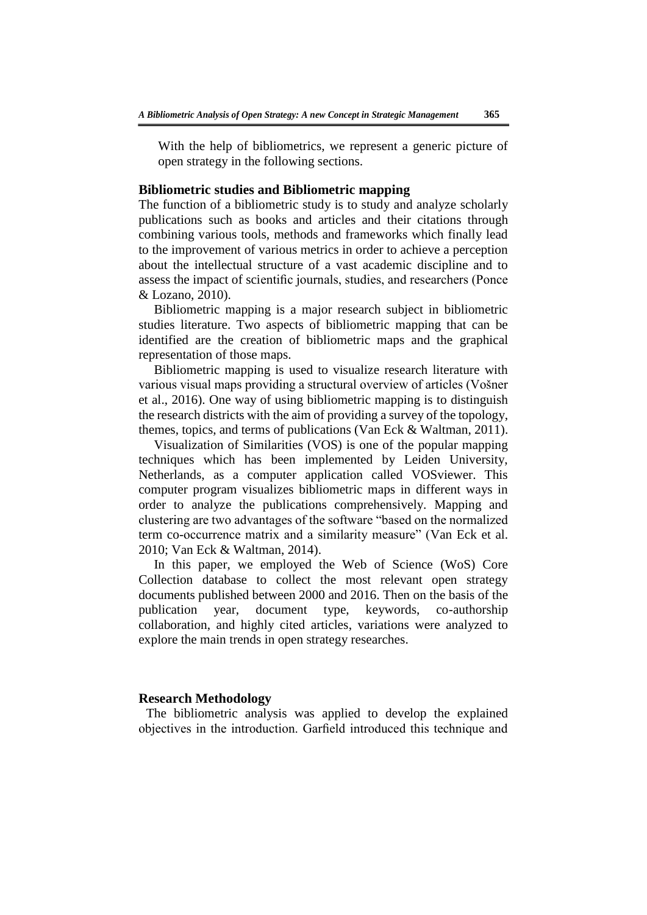With the help of bibliometrics, we represent a generic picture of open strategy in the following sections.

## Bibliometric studies and Bibliometric mapping

The function of a bibliometric study is to study and analyze scholarly publications such as books and articles and their citations through combining various tools, methods and frameworks which finally lead to the improvement of various metrics in order to achieve a perception about the intellectual structure of a vast academic discipline and to assess the impact of scientific journals, studies, and researchers (Ponce & Lozano, 2010).

Bibliometric mapping is a major research subject in bibliometric studies literature. Two aspects of bibliometric mapping that can be identified are the creation of bibliometric maps and the graphical representation of those maps.

Bibliometric mapping is used to visualize research literature with various visual maps providing a structural overview of articles (Vošner et al., 2016). One way of using bibliometric mapping is to distinguish the research districts with the aim of providing a survey of the topology, themes, topics, and terms of publications (Van Eck & Waltman, 2011).

Visualization of Similarities (VOS) is one of the popular mapping techniques which has been implemented by Leiden University, Netherlands, as a computer application called VOSviewer. This computer program visualizes bibliometric maps in different ways in order to analyze the publications comprehensively. Mapping and clustering are two advantages of the software "based on the normalized term co-occurrence matrix and a similarity measure" (Van Eck et al. 2010; Van Eck & Waltman, 2014).

In this paper, we employed the Web of Science (WoS) Core Collection database to collect the most relevant open strategy documents published between 2000 and 2016. Then on the basis of the publication year, document type, keywords, co-authorship collaboration, and highly cited articles, variations were analyzed to explore the main trends in open strategy researches.

## Research Methodology

The bibliometric analysis was applied to develop the explained objectives in the introduction. Garfield introduced this technique and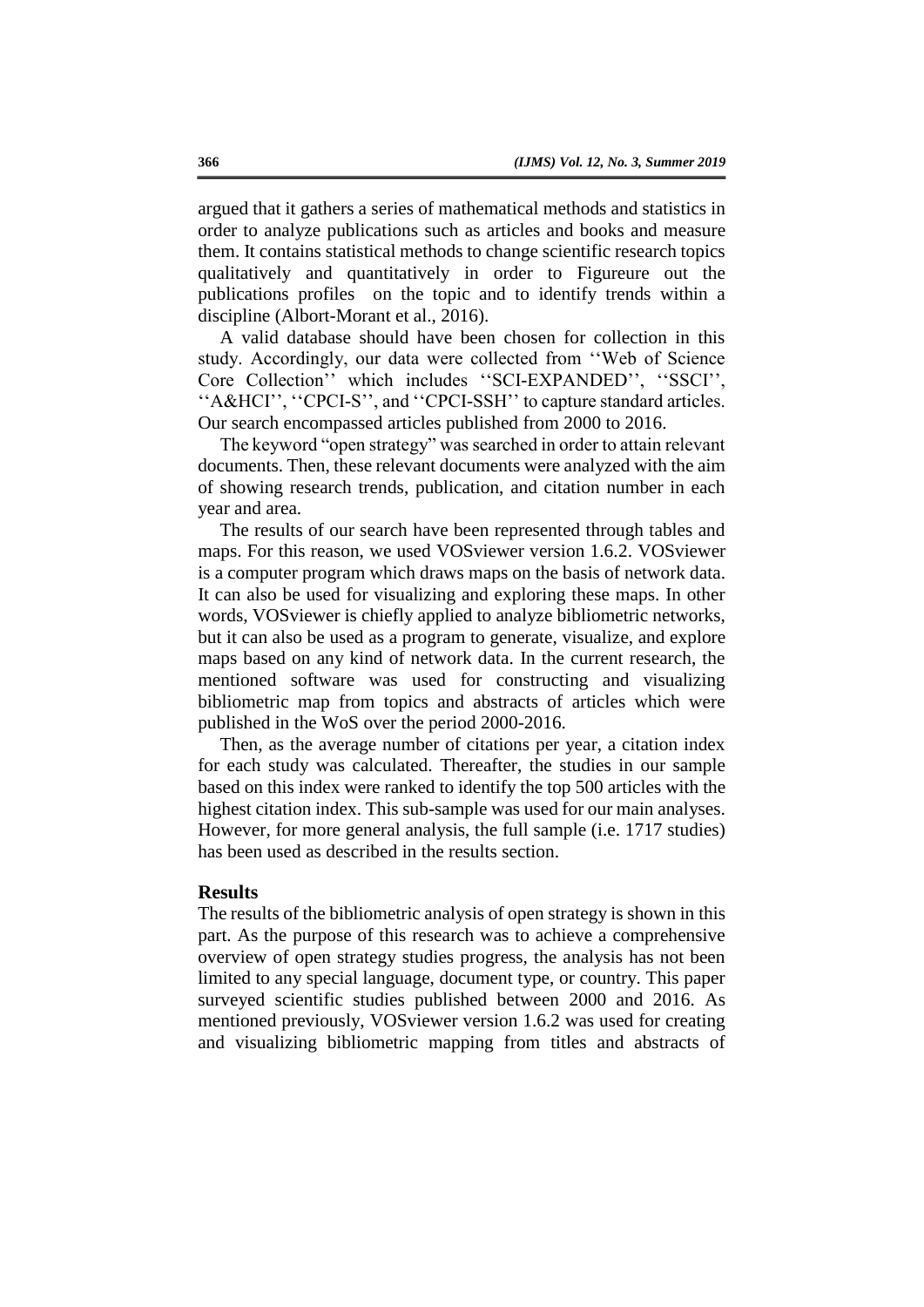argued that it gathers a series of mathematical methods and statistics in order to analyze publications such as articles and books and measure them. It contains statistical methods to change scientific research topics qualitatively and quantitatively in order to Figureure out the publications profiles on the topic and to identify trends within a discipline (Albort-Morant et al., 2016).

A valid database should have been chosen for collection in this study. Accordingly, our data were collected from ''Web of Science Core Collection'' which includes ''SCI-EXPANDED'', ''SSCI'', ''A&HCI'', ''CPCI-S'', and ''CPCI-SSH'' to capture standard articles. Our search encompassed articles published from 2000 to 2016.

The keyword "open strategy" was searched in order to attain relevant documents. Then, these relevant documents were analyzed with the aim of showing research trends, publication, and citation number in each year and area.

The results of our search have been represented through tables and maps. For this reason, we used VOSviewer version 1.6.2. VOSviewer is a computer program which draws maps on the basis of network data. It can also be used for visualizing and exploring these maps. In other words, VOSviewer is chiefly applied to analyze bibliometric networks, but it can also be used as a program to generate, visualize, and explore maps based on any kind of network data. In the current research, the mentioned software was used for constructing and visualizing bibliometric map from topics and abstracts of articles which were published in the WoS over the period 2000-2016.

Then, as the average number of citations per year, a citation index for each study was calculated. Thereafter, the studies in our sample based on this index were ranked to identify the top 500 articles with the highest citation index. This sub-sample was used for our main analyses. However, for more general analysis, the full sample (i.e. 1717 studies) has been used as described in the results section.

## Results

The results of the bibliometric analysis of open strategy is shown in this part. As the purpose of this research was to achieve a comprehensive overview of open strategy studies progress, the analysis has not been limited to any special language, document type, or country. This paper surveyed scientific studies published between 2000 and 2016. As mentioned previously, VOSviewer version 1.6.2 was used for creating and visualizing bibliometric mapping from titles and abstracts of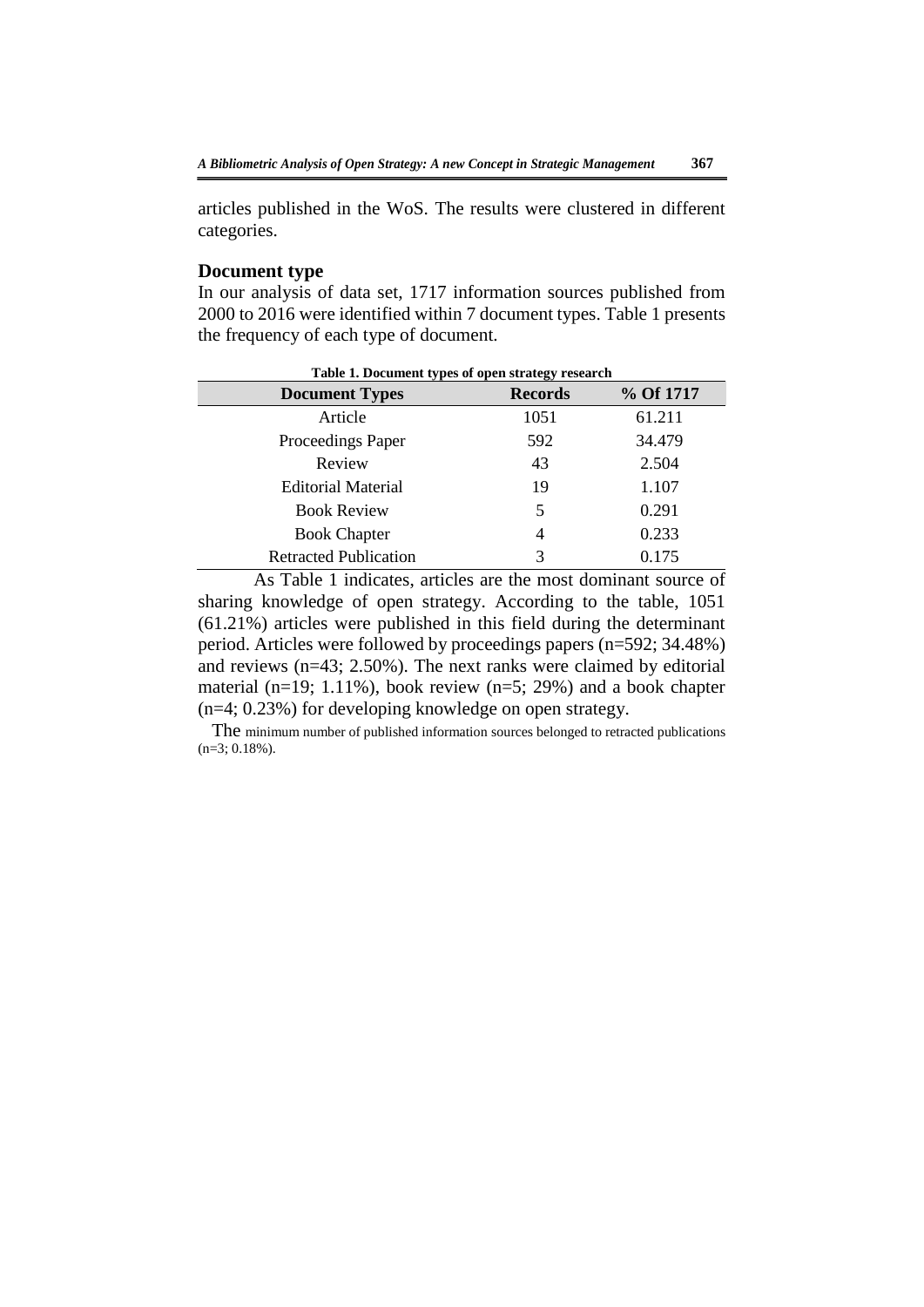articles published in the WoS. The results were clustered in different categories.

## Document type

In our analysis of data set, 1717 information sources published from 2000 to 2016 were identified within 7 document types. Table 1 presents the frequency of each type of document.

**Table 1. Document types of open strategy research**

| Document Types | Records | % Of 1717 |
|---|---|---|
| Article | 1051 | 61.211 |
| Proceedings Paper | 592 | 34.479 |
| Review | 43 | 2.504 |
| Editorial Material | 19 | 1.107 |
| Book Review | 5 | 0.291 |
| Book Chapter | 4 | 0.233 |
| Retracted Publication | 3 | 0.175 |

As Table 1 indicates, articles are the most dominant source of sharing knowledge of open strategy. According to the table, 1051 (61.21%) articles were published in this field during the determinant period. Articles were followed by proceedings papers (n=592; 34.48%) and reviews (n=43; 2.50%). The next ranks were claimed by editorial material (n=19; 1.11%), book review (n=5; 29%) and a book chapter (n=4; 0.23%) for developing knowledge on open strategy.

The minimum number of published information sources belonged to retracted publications (n=3; 0.18%).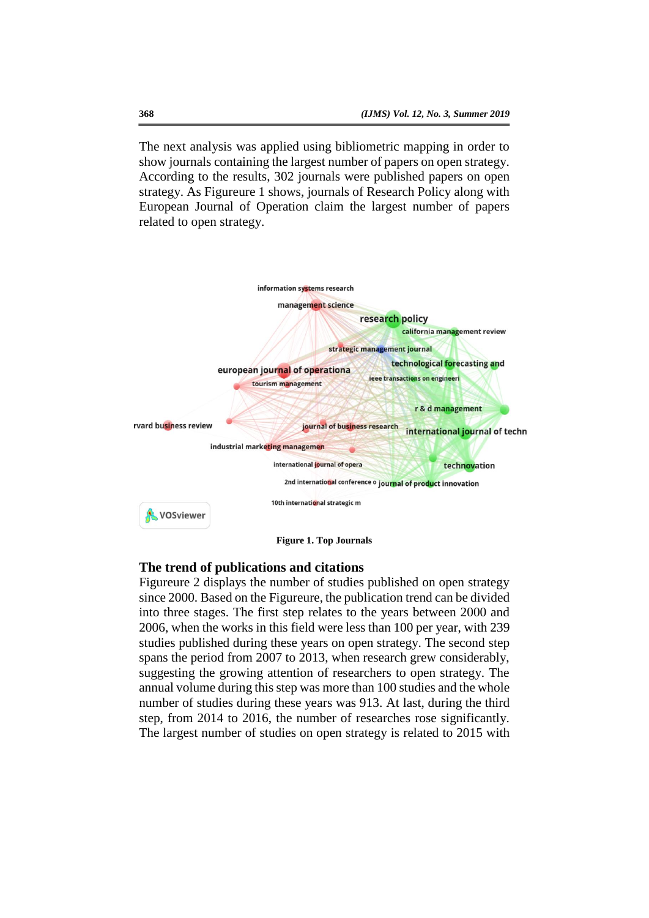The next analysis was applied using bibliometric mapping in order to show journals containing the largest number of papers on open strategy. According to the results, 302 journals were published papers on open strategy. As Figureure 1 shows, journals of Research Policy along with European Journal of Operation claim the largest number of papers related to open strategy.

**Figure 1. Top Journals**

## The trend of publications and citations

Figureure 2 displays the number of studies published on open strategy since 2000. Based on the Figureure, the publication trend can be divided into three stages. The first step relates to the years between 2000 and 2006, when the works in this field were less than 100 per year, with 239 studies published during these years on open strategy. The second step spans the period from 2007 to 2013, when research grew considerably, suggesting the growing attention of researchers to open strategy. The annual volume during this step was more than 100 studies and the whole number of studies during these years was 913. At last, during the third step, from 2014 to 2016, the number of researches rose significantly. The largest number of studies on open strategy is related to 2015 with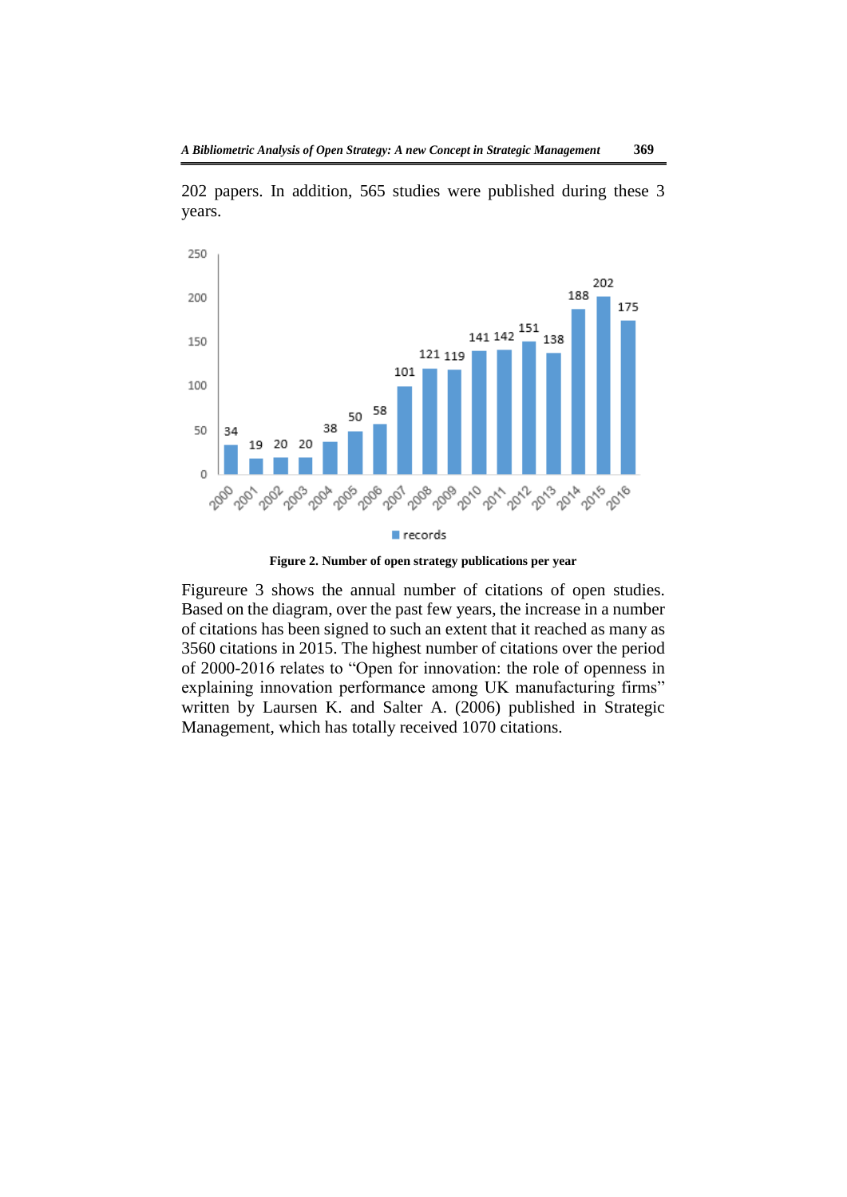202 papers. In addition, 565 studies were published during these 3 years.

**Figure 2. Number of open strategy publications per year**

Figureure 3 shows the annual number of citations of open studies. Based on the diagram, over the past few years, the increase in a number of citations has been signed to such an extent that it reached as many as 3560 citations in 2015. The highest number of citations over the period of 2000-2016 relates to "Open for innovation: the role of openness in explaining innovation performance among UK manufacturing firms" written by Laursen K. and Salter A. (2006) published in Strategic Management, which has totally received 1070 citations.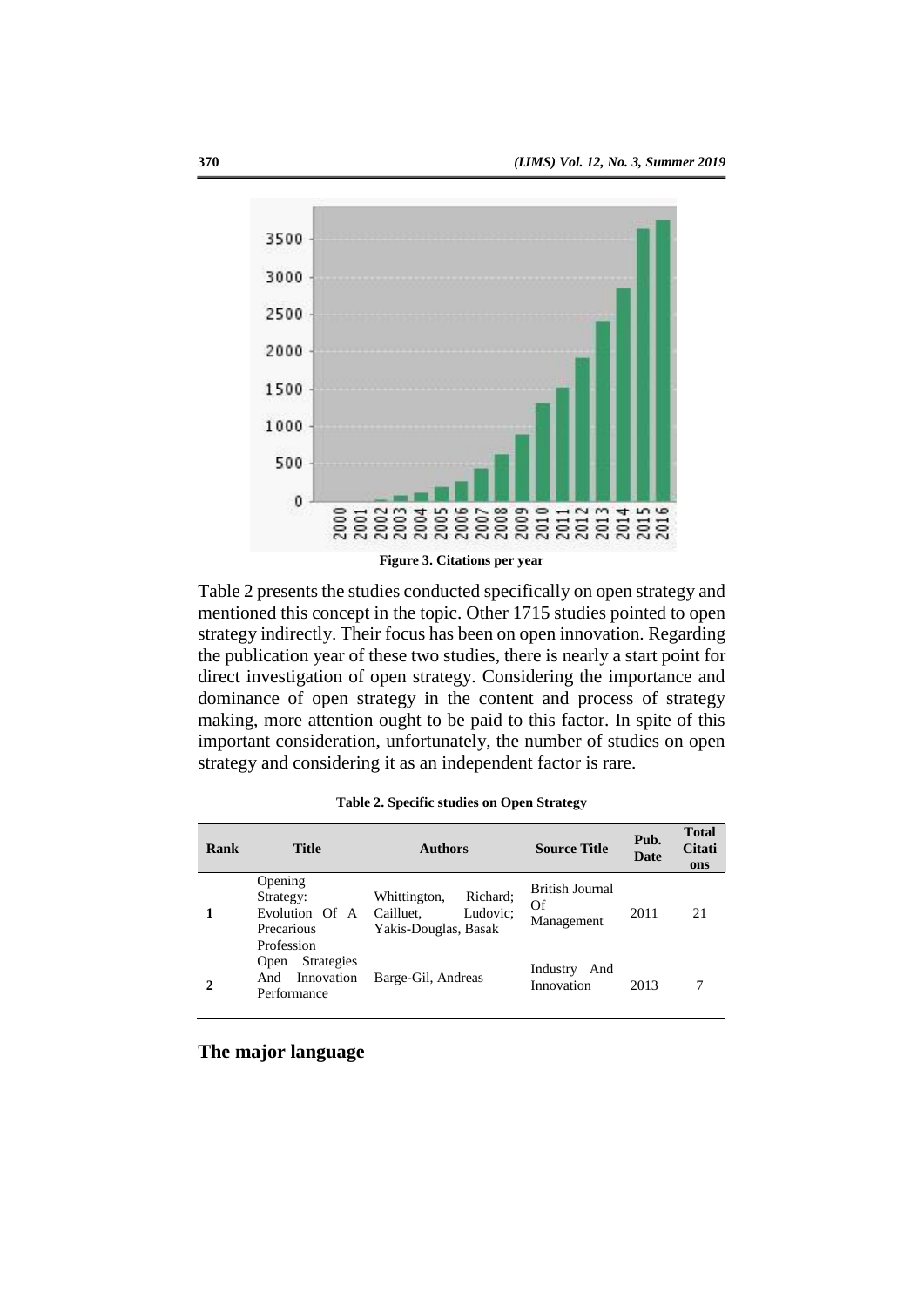Figure 3. Citations per year

Table 2 presents the studies conducted specifically on open strategy and mentioned this concept in the topic. Other 1715 studies pointed to open strategy indirectly. Their focus has been on open innovation. Regarding the publication year of these two studies, there is nearly a start point for direct investigation of open strategy. Considering the importance and dominance of open strategy in the content and process of strategy making, more attention ought to be paid to this factor. In spite of this important consideration, unfortunately, the number of studies on open strategy and considering it as an independent factor is rare.

**Table 2. Specific studies on Open Strategy**

| Rank | Title | Authors | Source Title | Pub. Date | Total Citations |
|---|---|---|---|---|---|
| 1 | Opening Strategy: Evolution Of A Precarious Profession | Whittington, Richard; Cailluet, Ludovic; Yakis-Douglas, Basak | British Journal Of Management | 2011 | 21 |
| 2 | Open Strategies And Innovation Performance | Barge-Gil, Andreas | Industry And Innovation | 2013 | 7 |

## The major language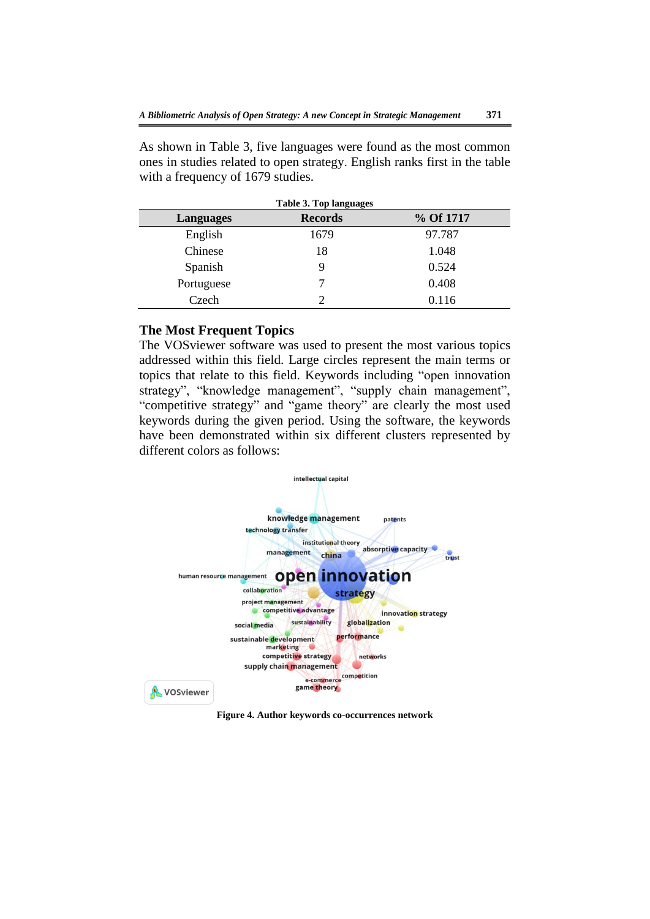As shown in Table 3, five languages were found as the most common ones in studies related to open strategy. English ranks first in the table with a frequency of 1679 studies.

**Table 3. Top languages**

| Languages | Records | % Of 1717 |
|---|---|---|
| English | 1679 | 97.787 |
| Chinese | 18 | 1.048 |
| Spanish | 9 | 0.524 |
| Portuguese | 7 | 0.408 |
| Czech | 2 | 0.116 |

## The Most Frequent Topics

The VOSviewer software was used to present the most various topics addressed within this field. Large circles represent the main terms or topics that relate to this field. Keywords including "open innovation strategy", "knowledge management", "supply chain management", "competitive strategy" and "game theory" are clearly the most used keywords during the given period. Using the software, the keywords have been demonstrated within six different clusters represented by different colors as follows:

**Figure 4. Author keywords co-occurrences network**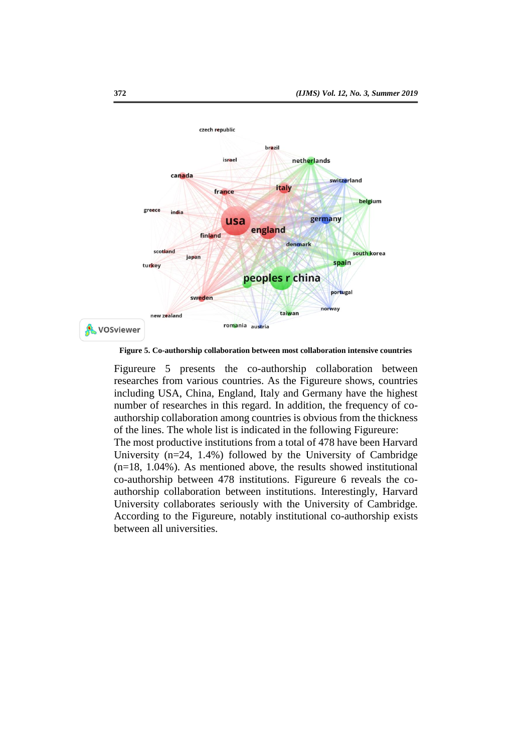**Figure 5. Co-authorship collaboration between most collaboration intensive countries**

Figureure 5 presents the co-authorship collaboration between researches from various countries. As the Figureure shows, countries including USA, China, England, Italy and Germany have the highest number of researches in this regard. In addition, the frequency of co-authorship collaboration among countries is obvious from the thickness of the lines. The whole list is indicated in the following Figureure:

The most productive institutions from a total of 478 have been Harvard University (n=24, 1.4%) followed by the University of Cambridge (n=18, 1.04%). As mentioned above, the results showed institutional co-authorship between 478 institutions. Figureure 6 reveals the co-authorship collaboration between institutions. Interestingly, Harvard University collaborates seriously with the University of Cambridge. According to the Figureure, notably institutional co-authorship exists between all universities.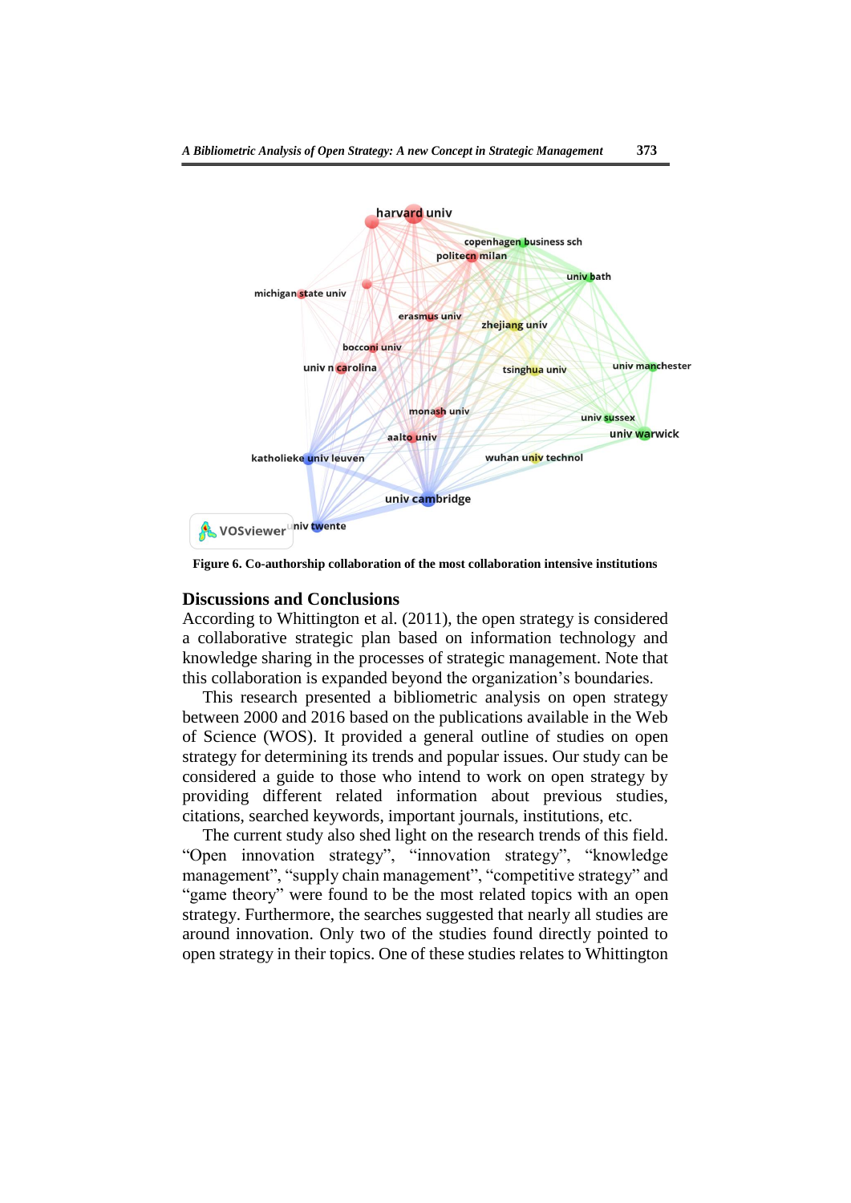Figure 6. Co-authorship collaboration of the most collaboration intensive institutions

## Discussions and Conclusions

According to Whittington et al. (2011), the open strategy is considered a collaborative strategic plan based on information technology and knowledge sharing in the processes of strategic management. Note that this collaboration is expanded beyond the organization's boundaries.

This research presented a bibliometric analysis on open strategy between 2000 and 2016 based on the publications available in the Web of Science (WOS). It provided a general outline of studies on open strategy for determining its trends and popular issues. Our study can be considered a guide to those who intend to work on open strategy by providing different related information about previous studies, citations, searched keywords, important journals, institutions, etc.

The current study also shed light on the research trends of this field. "Open innovation strategy", "innovation strategy", "knowledge management", "supply chain management", "competitive strategy" and "game theory" were found to be the most related topics with an open strategy. Furthermore, the searches suggested that nearly all studies are around innovation. Only two of the studies found directly pointed to open strategy in their topics. One of these studies relates to Whittington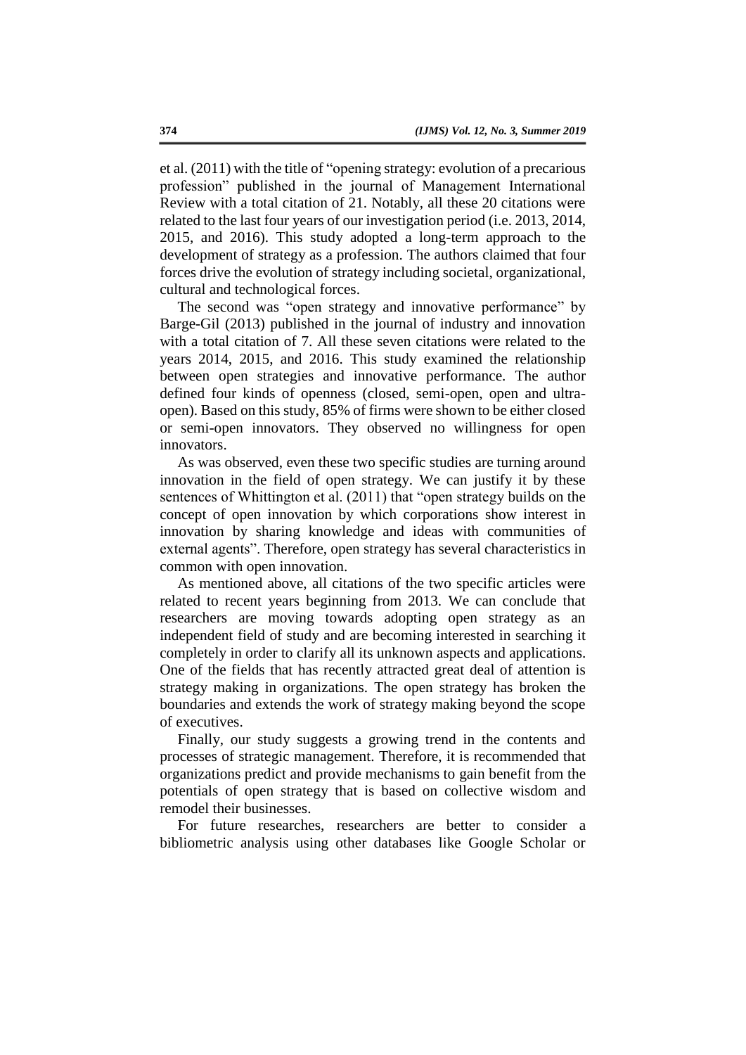et al. (2011) with the title of "opening strategy: evolution of a precarious profession" published in the journal of Management International Review with a total citation of 21. Notably, all these 20 citations were related to the last four years of our investigation period (i.e. 2013, 2014, 2015, and 2016). This study adopted a long-term approach to the development of strategy as a profession. The authors claimed that four forces drive the evolution of strategy including societal, organizational, cultural and technological forces.

The second was "open strategy and innovative performance" by Barge-Gil (2013) published in the journal of industry and innovation with a total citation of 7. All these seven citations were related to the years 2014, 2015, and 2016. This study examined the relationship between open strategies and innovative performance. The author defined four kinds of openness (closed, semi-open, open and ultra-open). Based on this study, 85% of firms were shown to be either closed or semi-open innovators. They observed no willingness for open innovators.

As was observed, even these two specific studies are turning around innovation in the field of open strategy. We can justify it by these sentences of Whittington et al. (2011) that "open strategy builds on the concept of open innovation by which corporations show interest in innovation by sharing knowledge and ideas with communities of external agents". Therefore, open strategy has several characteristics in common with open innovation.

As mentioned above, all citations of the two specific articles were related to recent years beginning from 2013. We can conclude that researchers are moving towards adopting open strategy as an independent field of study and are becoming interested in searching it completely in order to clarify all its unknown aspects and applications. One of the fields that has recently attracted great deal of attention is strategy making in organizations. The open strategy has broken the boundaries and extends the work of strategy making beyond the scope of executives.

Finally, our study suggests a growing trend in the contents and processes of strategic management. Therefore, it is recommended that organizations predict and provide mechanisms to gain benefit from the potentials of open strategy that is based on collective wisdom and remodel their businesses.

For future researches, researchers are better to consider a bibliometric analysis using other databases like Google Scholar or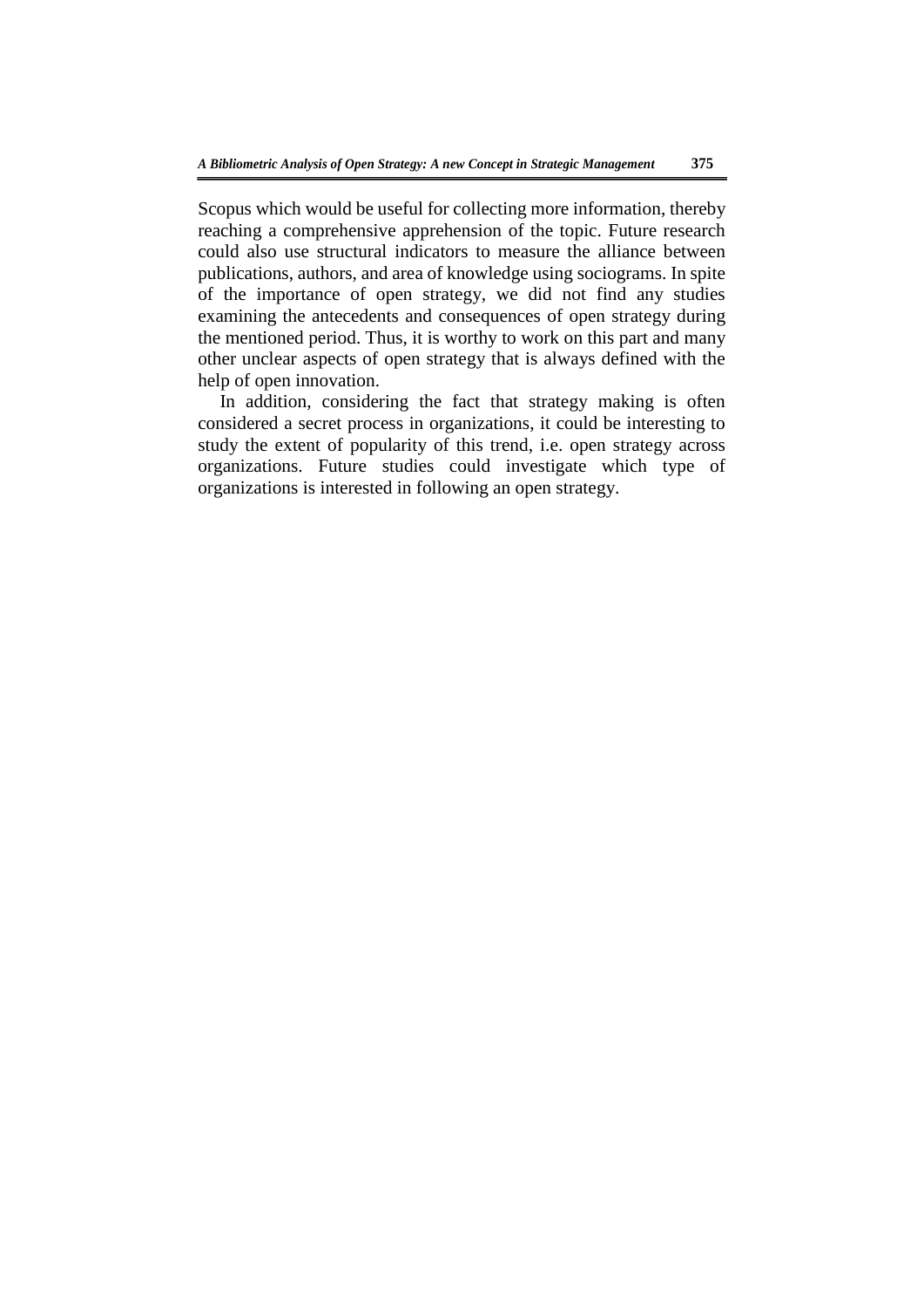Scopus which would be useful for collecting more information, thereby reaching a comprehensive apprehension of the topic. Future research could also use structural indicators to measure the alliance between publications, authors, and area of knowledge using sociograms. In spite of the importance of open strategy, we did not find any studies examining the antecedents and consequences of open strategy during the mentioned period. Thus, it is worthy to work on this part and many other unclear aspects of open strategy that is always defined with the help of open innovation.

In addition, considering the fact that strategy making is often considered a secret process in organizations, it could be interesting to study the extent of popularity of this trend, i.e. open strategy across organizations. Future studies could investigate which type of organizations is interested in following an open strategy.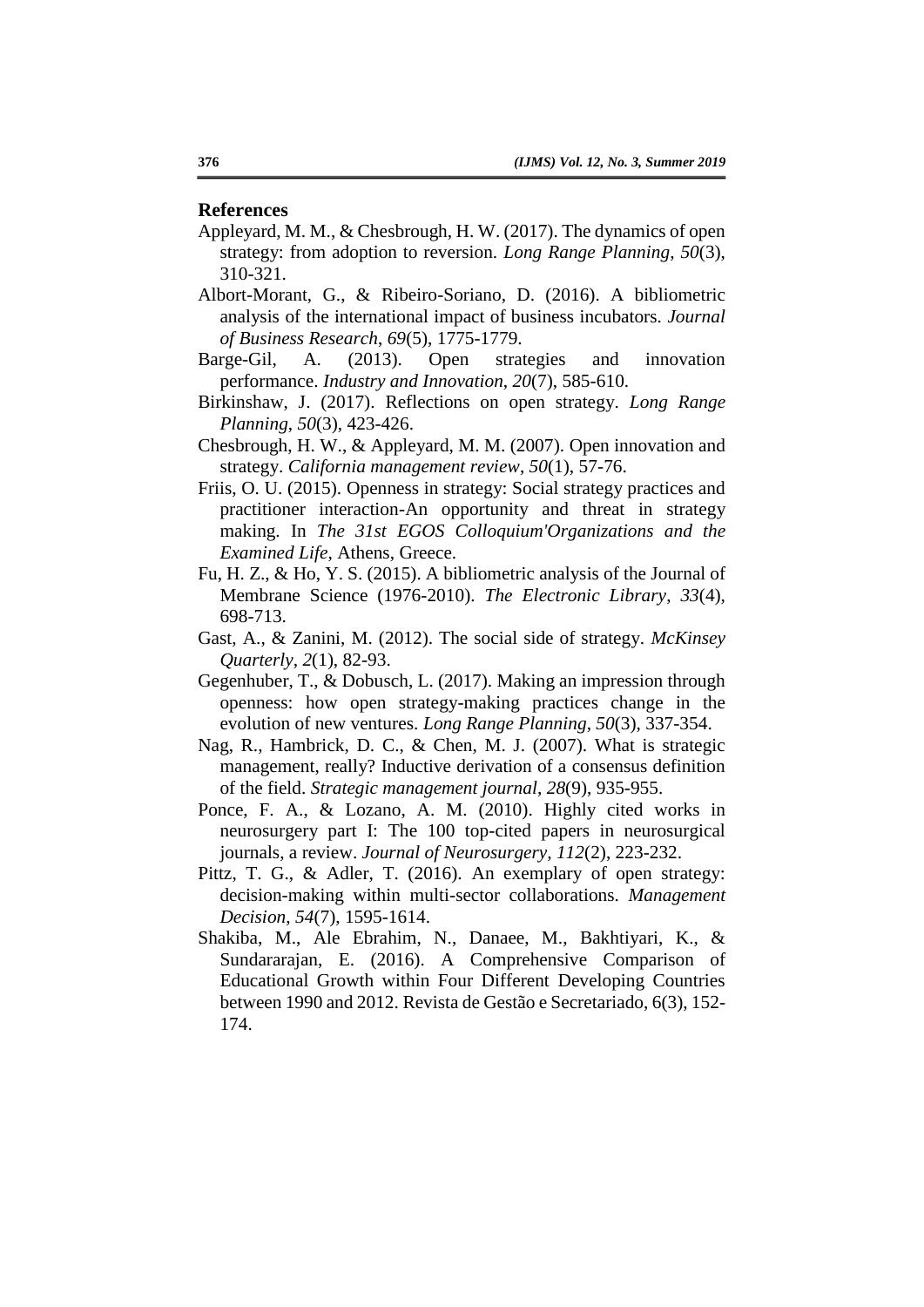## References

Appleyard, M. M., & Chesbrough, H. W. (2017). The dynamics of open strategy: from adoption to reversion. *Long Range Planning*, *50*(3), 310-321.

Albort-Morant, G., & Ribeiro-Soriano, D. (2016). A bibliometric analysis of the international impact of business incubators. *Journal of Business Research*, *69*(5), 1775-1779.

Barge-Gil, A. (2013). Open strategies and innovation performance. *Industry and Innovation*, *20*(7), 585-610.

Birkinshaw, J. (2017). Reflections on open strategy. *Long Range Planning*, *50*(3), 423-426.

Chesbrough, H. W., & Appleyard, M. M. (2007). Open innovation and strategy. *California management review*, *50*(1), 57-76.

Friis, O. U. (2015). Openness in strategy: Social strategy practices and practitioner interaction-An opportunity and threat in strategy making. In *The 31st EGOS Colloquium'Organizations and the Examined Life*, Athens, Greece.

Fu, H. Z., & Ho, Y. S. (2015). A bibliometric analysis of the Journal of Membrane Science (1976-2010). *The Electronic Library*, *33*(4), 698-713.

Gast, A., & Zanini, M. (2012). The social side of strategy. *McKinsey Quarterly*, *2*(1), 82-93.

Gegenhuber, T., & Dobusch, L. (2017). Making an impression through openness: how open strategy-making practices change in the evolution of new ventures. *Long Range Planning*, *50*(3), 337-354.

Nag, R., Hambrick, D. C., & Chen, M. J. (2007). What is strategic management, really? Inductive derivation of a consensus definition of the field. *Strategic management journal*, *28*(9), 935-955.

Ponce, F. A., & Lozano, A. M. (2010). Highly cited works in neurosurgery part I: The 100 top-cited papers in neurosurgical journals, a review. *Journal of Neurosurgery*, *112*(2), 223-232.

Pittz, T. G., & Adler, T. (2016). An exemplary of open strategy: decision-making within multi-sector collaborations. *Management Decision*, *54*(7), 1595-1614.

Shakiba, M., Ale Ebrahim, N., Danaee, M., Bakhtiyari, K., & Sundararajan, E. (2016). A Comprehensive Comparison of Educational Growth within Four Different Developing Countries between 1990 and 2012. Revista de Gestão e Secretariado, 6(3), 152-174.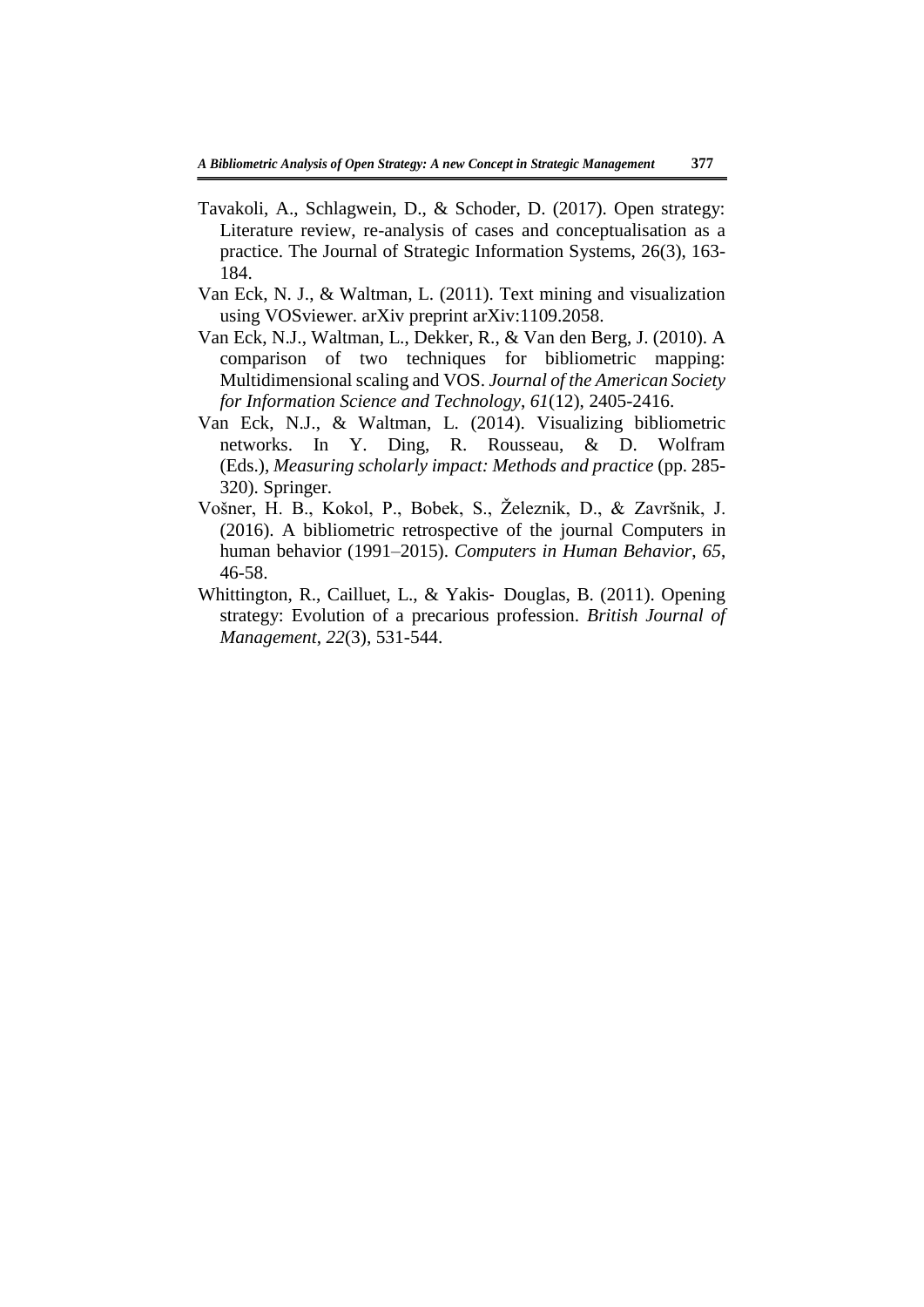Tavakoli, A., Schlagwein, D., & Schoder, D. (2017). Open strategy: Literature review, re-analysis of cases and conceptualisation as a practice. The Journal of Strategic Information Systems, 26(3), 163-184.

Van Eck, N. J., & Waltman, L. (2011). Text mining and visualization using VOSviewer. arXiv preprint arXiv:1109.2058.

Van Eck, N.J., Waltman, L., Dekker, R., & Van den Berg, J. (2010). A comparison of two techniques for bibliometric mapping: Multidimensional scaling and VOS. *Journal of the American Society for Information Science and Technology*, *61*(12), 2405-2416.

Van Eck, N.J., & Waltman, L. (2014). Visualizing bibliometric networks. In Y. Ding, R. Rousseau, & D. Wolfram (Eds.), *Measuring scholarly impact: Methods and practice* (pp. 285-320). Springer.

Vošner, H. B., Kokol, P., Bobek, S., Železnik, D., & Završnik, J. (2016). A bibliometric retrospective of the journal Computers in human behavior (1991–2015). *Computers in Human Behavior*, *65*, 46-58.

Whittington, R., Cailluet, L., & Yakis‐ Douglas, B. (2011). Opening strategy: Evolution of a precarious profession. *British Journal of Management*, *22*(3), 531-544.